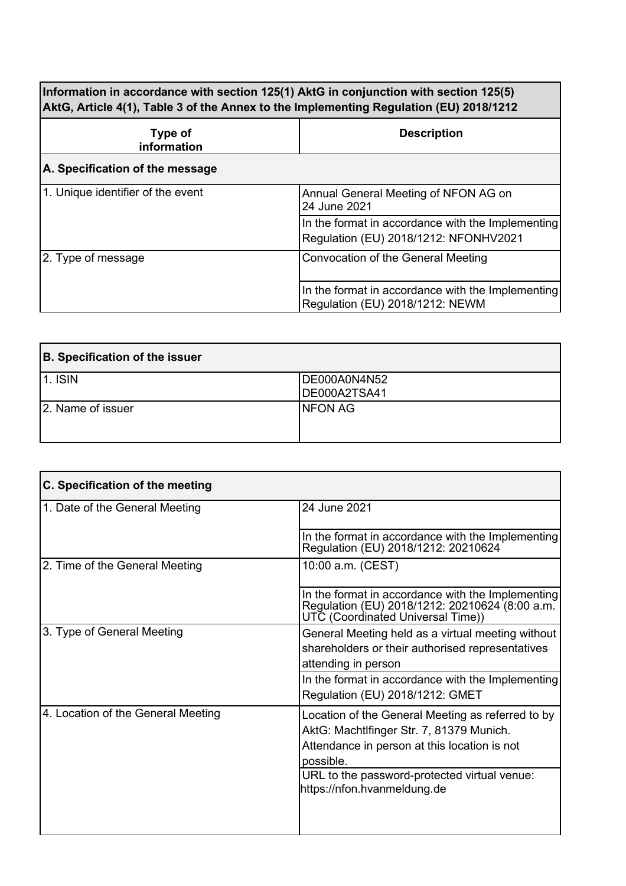| Information in accordance with section 125(1) AktG in conjunction with section 125(5) AktG, Article 4(1), Table 3 of the Annex to the Implementing Regulation (EU) 2018/1212 | |
|---|---|
| **Type of information** | **Description** |
| **A. Specification of the message** | |
| 1. Unique identifier of the event | Annual General Meeting of NFON AG on 24 June 2021 |
| | In the format in accordance with the Implementing Regulation (EU) 2018/1212: NFONHV2021 |
| 2. Type of message | Convocation of the General Meeting |
| | In the format in accordance with the Implementing Regulation (EU) 2018/1212: NEWM |

| B. Specification of the issuer | |
|---|---|
| 1. ISIN | DE000A0N4N52<br>DE000A2TSA41 |
| 2. Name of issuer | NFON AG |

| C. Specification of the meeting | |
|---|---|
| 1. Date of the General Meeting | 24 June 2021 |
| | In the format in accordance with the Implementing Regulation (EU) 2018/1212: 20210624 |
| 2. Time of the General Meeting | 10:00 a.m. (CEST) |
| | In the format in accordance with the Implementing Regulation (EU) 2018/1212: 20210624 (8:00 a.m. UTC (Coordinated Universal Time)) |
| 3. Type of General Meeting | General Meeting held as a virtual meeting without shareholders or their authorised representatives attending in person |
| | In the format in accordance with the Implementing Regulation (EU) 2018/1212: GMET |
| 4. Location of the General Meeting | Location of the General Meeting as referred to by AktG: Machtlfinger Str. 7, 81379 Munich. Attendance in person at this location is not possible. |
| | URL to the password-protected virtual venue: https://nfon.hvanmeldung.de |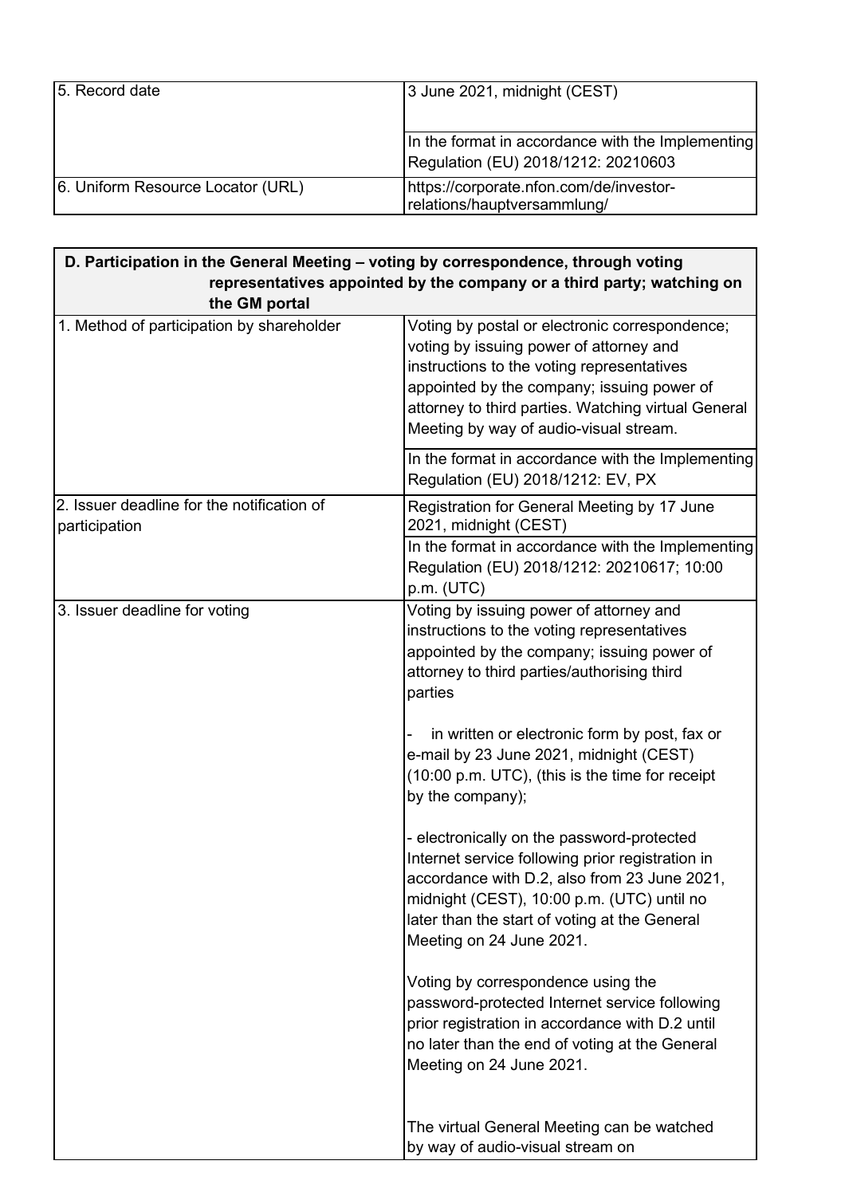| 5. Record date | 3 June 2021, midnight (CEST)<br><br>In the format in accordance with the Implementing Regulation (EU) 2018/1212: 20210603 |
|---|---|
| 6. Uniform Resource Locator (URL) | https://corporate.nfon.com/de/investor-relations/hauptversammlung/ |

| **D. Participation in the General Meeting – voting by correspondence, through voting representatives appointed by the company or a third party; watching on the GM portal** | |
|---|---|
| 1. Method of participation by shareholder | Voting by postal or electronic correspondence; voting by issuing power of attorney and instructions to the voting representatives appointed by the company; issuing power of attorney to third parties. Watching virtual General Meeting by way of audio-visual stream.<br><br>In the format in accordance with the Implementing Regulation (EU) 2018/1212: EV, PX |
| 2. Issuer deadline for the notification of participation | Registration for General Meeting by 17 June 2021, midnight (CEST)<br><br>In the format in accordance with the Implementing Regulation (EU) 2018/1212: 20210617; 10:00 p.m. (UTC) |
| 3. Issuer deadline for voting | Voting by issuing power of attorney and instructions to the voting representatives appointed by the company; issuing power of attorney to third parties/authorising third parties<br><br>- in written or electronic form by post, fax or e-mail by 23 June 2021, midnight (CEST) (10:00 p.m. UTC), (this is the time for receipt by the company);<br><br>- electronically on the password-protected Internet service following prior registration in accordance with D.2, also from 23 June 2021, midnight (CEST), 10:00 p.m. (UTC) until no later than the start of voting at the General Meeting on 24 June 2021.<br><br>Voting by correspondence using the password-protected Internet service following prior registration in accordance with D.2 until no later than the end of voting at the General Meeting on 24 June 2021.<br><br>The virtual General Meeting can be watched by way of audio-visual stream on |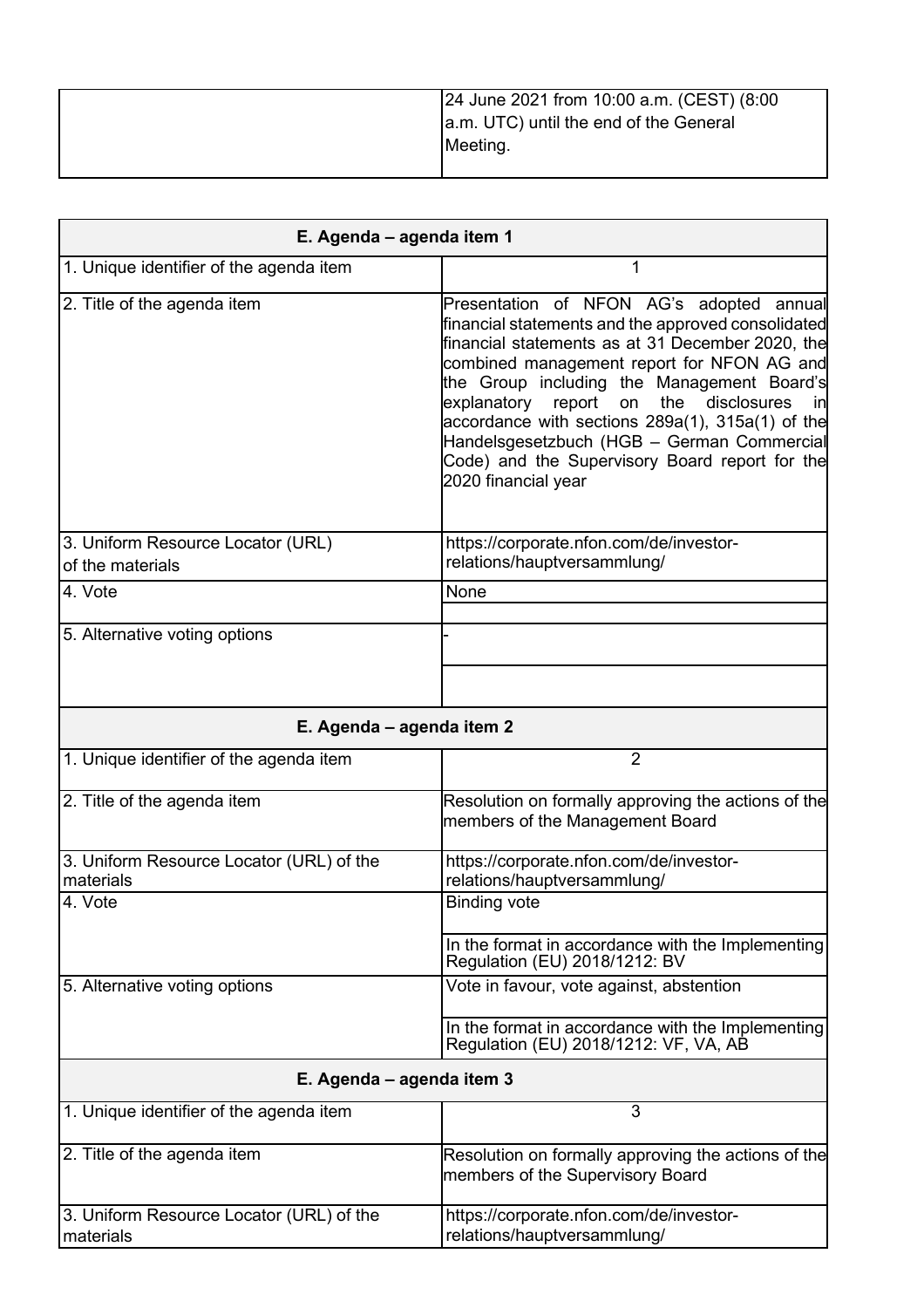| | 24 June 2021 from 10:00 a.m. (CEST) (8:00 a.m. UTC) until the end of the General Meeting. |
|---|---|

| E. Agenda – agenda item 1 | |
|---|---|
| 1. Unique identifier of the agenda item | 1 |
| 2. Title of the agenda item | Presentation of NFON AG's adopted annual financial statements and the approved consolidated financial statements as at 31 December 2020, the combined management report for NFON AG and the Group including the Management Board's explanatory report on the disclosures in accordance with sections 289a(1), 315a(1) of the Handelsgesetzbuch (HGB – German Commercial Code) and the Supervisory Board report for the 2020 financial year |
| 3. Uniform Resource Locator (URL) of the materials | https://corporate.nfon.com/de/investor-relations/hauptversammlung/ |
| 4. Vote | None |
| 5. Alternative voting options | - |
| **E. Agenda – agenda item 2** | |
| 1. Unique identifier of the agenda item | 2 |
| 2. Title of the agenda item | Resolution on formally approving the actions of the members of the Management Board |
| 3. Uniform Resource Locator (URL) of the materials | https://corporate.nfon.com/de/investor-relations/hauptversammlung/ |
| 4. Vote | Binding vote |
| | In the format in accordance with the Implementing Regulation (EU) 2018/1212: BV |
| 5. Alternative voting options | Vote in favour, vote against, abstention |
| | In the format in accordance with the Implementing Regulation (EU) 2018/1212: VF, VA, AB |
| **E. Agenda – agenda item 3** | |
| 1. Unique identifier of the agenda item | 3 |
| 2. Title of the agenda item | Resolution on formally approving the actions of the members of the Supervisory Board |
| 3. Uniform Resource Locator (URL) of the materials | https://corporate.nfon.com/de/investor-relations/hauptversammlung/ |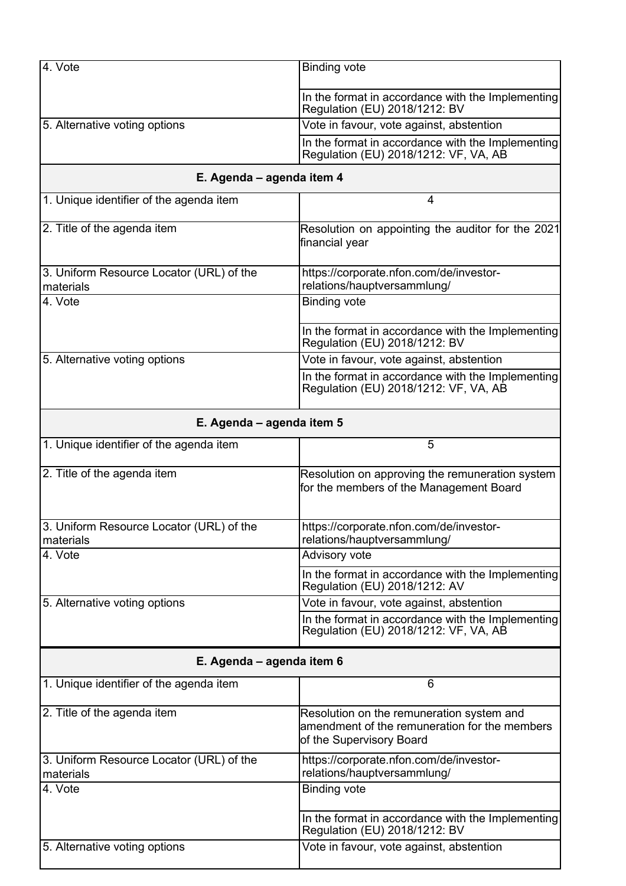| | |
|---|---|
| 4. Vote | Binding vote |
| | In the format in accordance with the Implementing Regulation (EU) 2018/1212: BV |
| 5. Alternative voting options | Vote in favour, vote against, abstention |
| | In the format in accordance with the Implementing Regulation (EU) 2018/1212: VF, VA, AB |

**E. Agenda – agenda item 4**

| | |
|---|---|
| 1. Unique identifier of the agenda item | 4 |
| 2. Title of the agenda item | Resolution on appointing the auditor for the 2021 financial year |
| 3. Uniform Resource Locator (URL) of the materials | https://corporate.nfon.com/de/investor-relations/hauptversammlung/ |
| 4. Vote | Binding vote |
| | In the format in accordance with the Implementing Regulation (EU) 2018/1212: BV |
| 5. Alternative voting options | Vote in favour, vote against, abstention |
| | In the format in accordance with the Implementing Regulation (EU) 2018/1212: VF, VA, AB |

**E. Agenda – agenda item 5**

| | |
|---|---|
| 1. Unique identifier of the agenda item | 5 |
| 2. Title of the agenda item | Resolution on approving the remuneration system for the members of the Management Board |
| 3. Uniform Resource Locator (URL) of the materials | https://corporate.nfon.com/de/investor-relations/hauptversammlung/ |
| 4. Vote | Advisory vote |
| | In the format in accordance with the Implementing Regulation (EU) 2018/1212: AV |
| 5. Alternative voting options | Vote in favour, vote against, abstention |
| | In the format in accordance with the Implementing Regulation (EU) 2018/1212: VF, VA, AB |

**E. Agenda – agenda item 6**

| | |
|---|---|
| 1. Unique identifier of the agenda item | 6 |
| 2. Title of the agenda item | Resolution on the remuneration system and amendment of the remuneration for the members of the Supervisory Board |
| 3. Uniform Resource Locator (URL) of the materials | https://corporate.nfon.com/de/investor-relations/hauptversammlung/ |
| 4. Vote | Binding vote |
| | In the format in accordance with the Implementing Regulation (EU) 2018/1212: BV |
| 5. Alternative voting options | Vote in favour, vote against, abstention |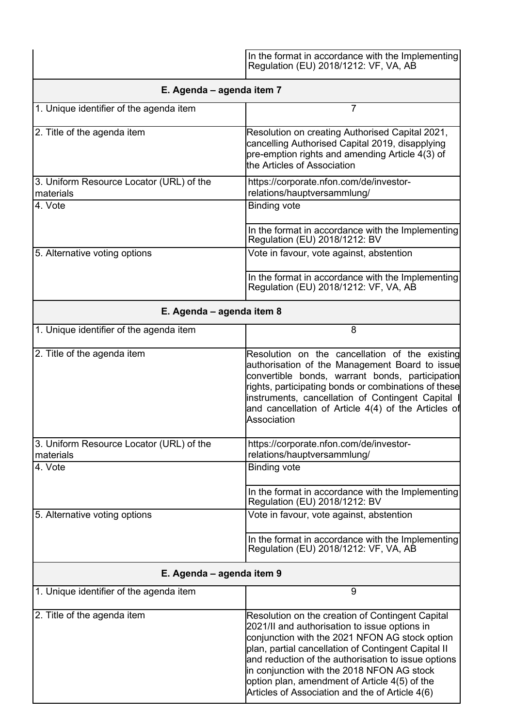| | |
|---|---|
| | In the format in accordance with the Implementing Regulation (EU) 2018/1212: VF, VA, AB |

| **E. Agenda – agenda item 7** | |
|---|---|
| 1. Unique identifier of the agenda item | 7 |
| 2. Title of the agenda item | Resolution on creating Authorised Capital 2021, cancelling Authorised Capital 2019, disapplying pre-emption rights and amending Article 4(3) of the Articles of Association |
| 3. Uniform Resource Locator (URL) of the materials | https://corporate.nfon.com/de/investor-relations/hauptversammlung/ |
| 4. Vote | Binding vote |
| | In the format in accordance with the Implementing Regulation (EU) 2018/1212: BV |
| 5. Alternative voting options | Vote in favour, vote against, abstention |
| | In the format in accordance with the Implementing Regulation (EU) 2018/1212: VF, VA, AB |

| **E. Agenda – agenda item 8** | |
|---|---|
| 1. Unique identifier of the agenda item | 8 |
| 2. Title of the agenda item | Resolution on the cancellation of the existing authorisation of the Management Board to issue convertible bonds, warrant bonds, participation rights, participating bonds or combinations of these instruments, cancellation of Contingent Capital I and cancellation of Article 4(4) of the Articles of Association |
| 3. Uniform Resource Locator (URL) of the materials | https://corporate.nfon.com/de/investor-relations/hauptversammlung/ |
| 4. Vote | Binding vote |
| | In the format in accordance with the Implementing Regulation (EU) 2018/1212: BV |
| 5. Alternative voting options | Vote in favour, vote against, abstention |
| | In the format in accordance with the Implementing Regulation (EU) 2018/1212: VF, VA, AB |

| **E. Agenda – agenda item 9** | |
|---|---|
| 1. Unique identifier of the agenda item | 9 |
| 2. Title of the agenda item | Resolution on the creation of Contingent Capital 2021/II and authorisation to issue options in conjunction with the 2021 NFON AG stock option plan, partial cancellation of Contingent Capital II and reduction of the authorisation to issue options in conjunction with the 2018 NFON AG stock option plan, amendment of Article 4(5) of the Articles of Association and the of Article 4(6) |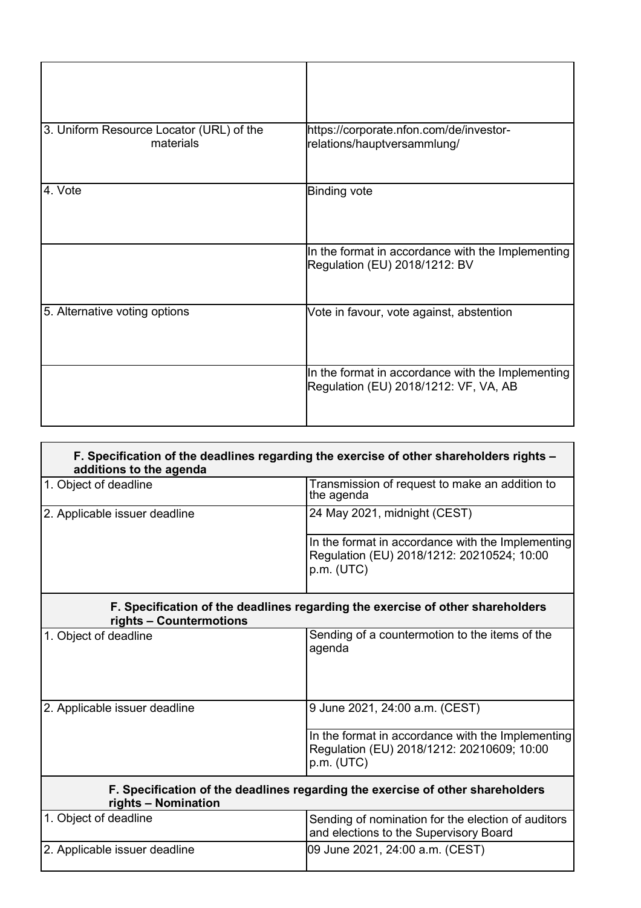| | |
|---|---|
| | |
| 3. Uniform Resource Locator (URL) of the materials | https://corporate.nfon.com/de/investor-relations/hauptversammlung/ |
| 4. Vote | Binding vote |
| | In the format in accordance with the Implementing Regulation (EU) 2018/1212: BV |
| 5. Alternative voting options | Vote in favour, vote against, abstention |
| | In the format in accordance with the Implementing Regulation (EU) 2018/1212: VF, VA, AB |

| F. Specification of the deadlines regarding the exercise of other shareholders rights – additions to the agenda | |
|---|---|
| 1. Object of deadline | Transmission of request to make an addition to the agenda |
| 2. Applicable issuer deadline | 24 May 2021, midnight (CEST) |
| | In the format in accordance with the Implementing Regulation (EU) 2018/1212: 20210524; 10:00 p.m. (UTC) |
| **F. Specification of the deadlines regarding the exercise of other shareholders rights – Countermotions** | |
| 1. Object of deadline | Sending of a countermotion to the items of the agenda |
| 2. Applicable issuer deadline | 9 June 2021, 24:00 a.m. (CEST) |
| | In the format in accordance with the Implementing Regulation (EU) 2018/1212: 20210609; 10:00 p.m. (UTC) |
| **F. Specification of the deadlines regarding the exercise of other shareholders rights – Nomination** | |
| 1. Object of deadline | Sending of nomination for the election of auditors and elections to the Supervisory Board |
| 2. Applicable issuer deadline | 09 June 2021, 24:00 a.m. (CEST) |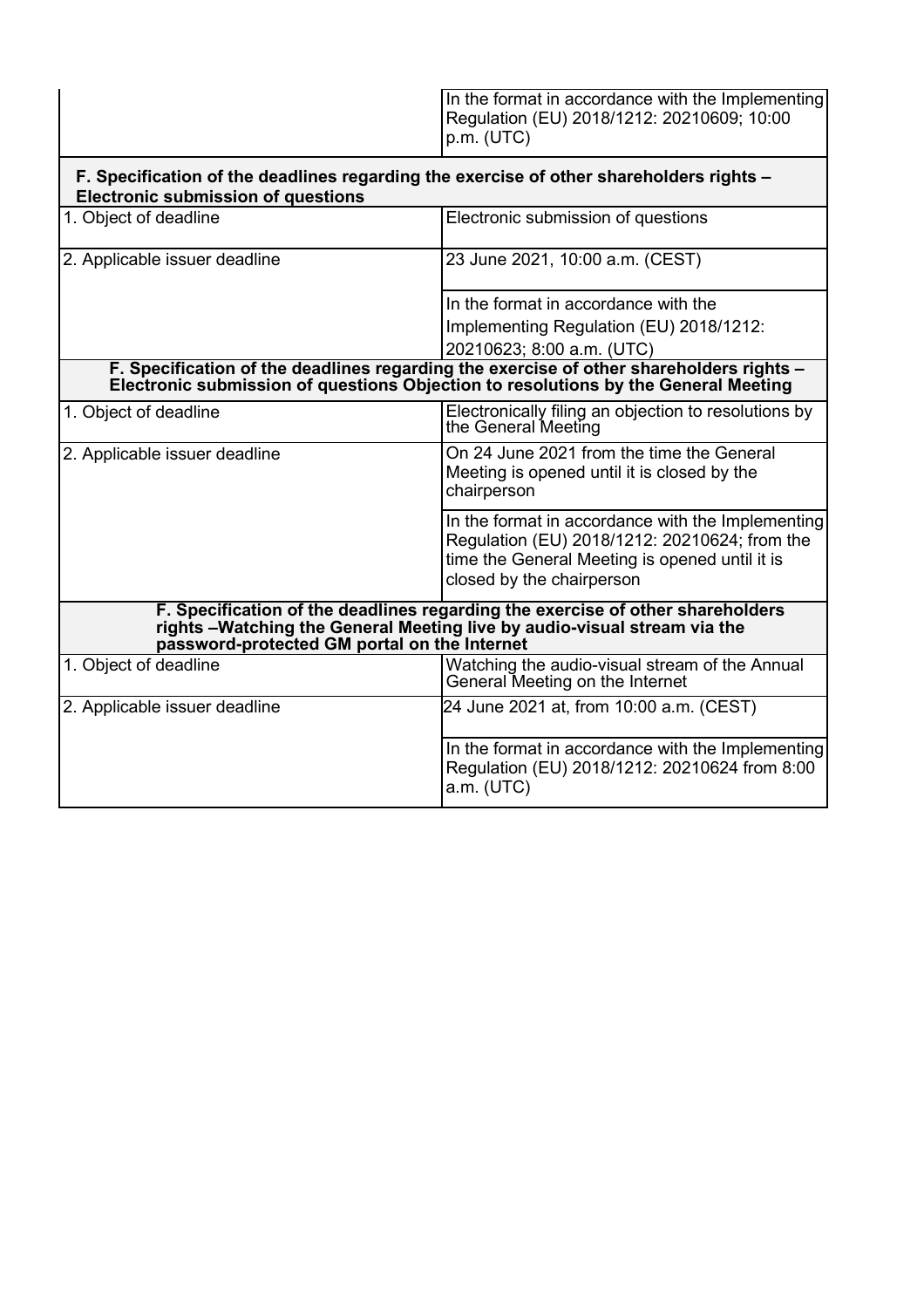| | |
|---|---|
| | In the format in accordance with the Implementing Regulation (EU) 2018/1212: 20210609; 10:00 p.m. (UTC) |
| **F. Specification of the deadlines regarding the exercise of other shareholders rights – Electronic submission of questions** | |
| 1. Object of deadline | Electronic submission of questions |
| 2. Applicable issuer deadline | 23 June 2021, 10:00 a.m. (CEST) |
| | In the format in accordance with the Implementing Regulation (EU) 2018/1212: 20210623; 8:00 a.m. (UTC) |
| **F. Specification of the deadlines regarding the exercise of other shareholders rights – Electronic submission of questions Objection to resolutions by the General Meeting** | |
| 1. Object of deadline | Electronically filing an objection to resolutions by the General Meeting |
| 2. Applicable issuer deadline | On 24 June 2021 from the time the General Meeting is opened until it is closed by the chairperson |
| | In the format in accordance with the Implementing Regulation (EU) 2018/1212: 20210624; from the time the General Meeting is opened until it is closed by the chairperson |
| **F. Specification of the deadlines regarding the exercise of other shareholders rights –Watching the General Meeting live by audio-visual stream via the password-protected GM portal on the Internet** | |
| 1. Object of deadline | Watching the audio-visual stream of the Annual General Meeting on the Internet |
| 2. Applicable issuer deadline | 24 June 2021 at, from 10:00 a.m. (CEST) |
| | In the format in accordance with the Implementing Regulation (EU) 2018/1212: 20210624 from 8:00 a.m. (UTC) |